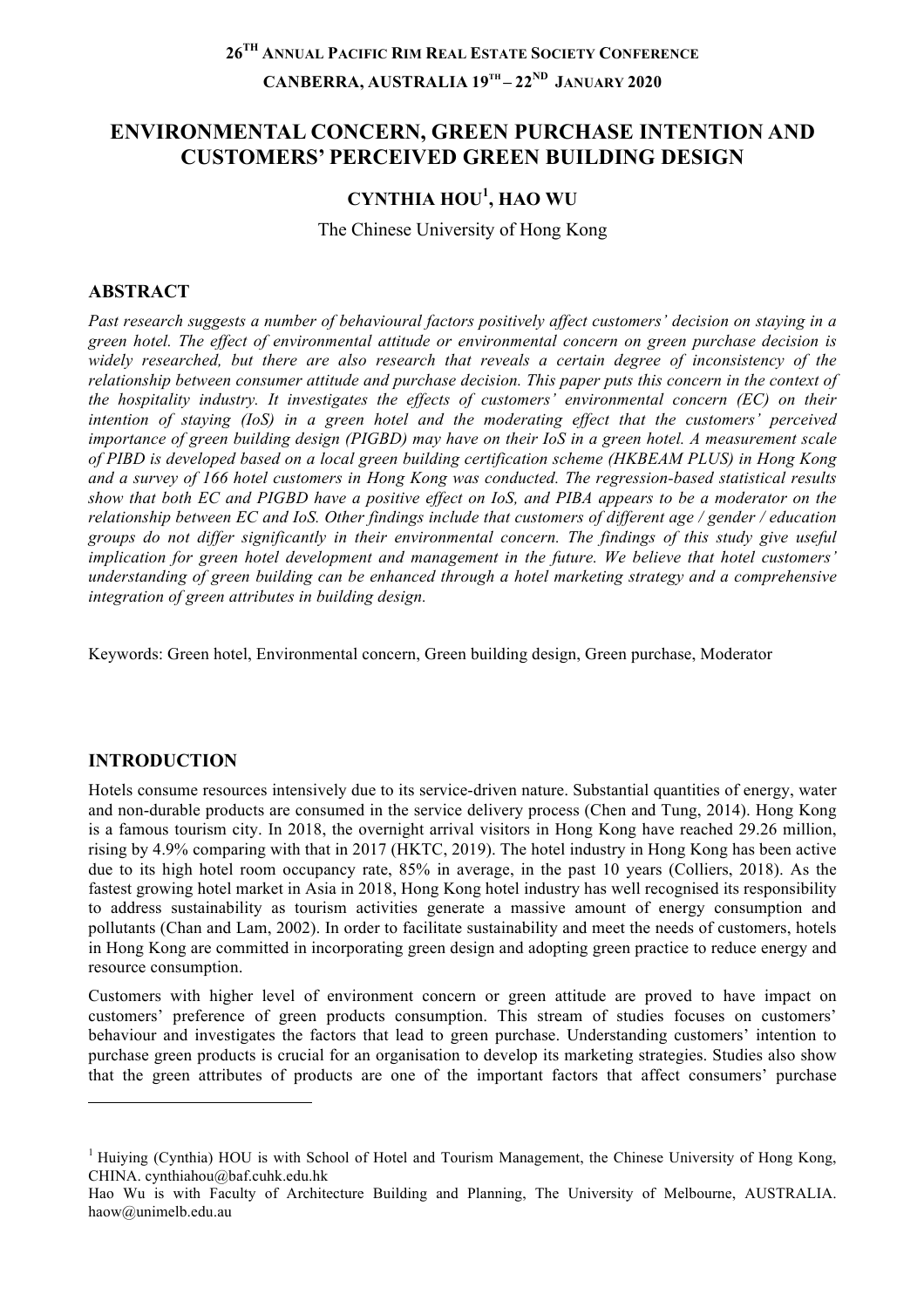**26TH ANNUAL PACIFIC RIM REAL ESTATE SOCIETY CONFERENCE**

**CANBERRA, AUSTRALIA 19TH – 22ND JANUARY 2020**

# ENVIRONMENTAL CONCERN, GREEN PURCHASE INTENTION AND CUSTOMERS' PERCEIVED GREEN BUILDING DESIGN

**CYNTHIA HOU[1], HAO WU**

The Chinese University of Hong Kong

## ABSTRACT

*Past research suggests a number of behavioural factors positively affect customers' decision on staying in a green hotel. The effect of environmental attitude or environmental concern on green purchase decision is widely researched, but there are also research that reveals a certain degree of inconsistency of the relationship between consumer attitude and purchase decision. This paper puts this concern in the context of the hospitality industry. It investigates the effects of customers' environmental concern (EC) on their intention of staying (IoS) in a green hotel and the moderating effect that the customers' perceived importance of green building design (PIGBD) may have on their IoS in a green hotel. A measurement scale of PIBD is developed based on a local green building certification scheme (HKBEAM PLUS) in Hong Kong and a survey of 166 hotel customers in Hong Kong was conducted. The regression-based statistical results show that both EC and PIGBD have a positive effect on IoS, and PIBA appears to be a moderator on the relationship between EC and IoS. Other findings include that customers of different age / gender / education groups do not differ significantly in their environmental concern. The findings of this study give useful implication for green hotel development and management in the future. We believe that hotel customers' understanding of green building can be enhanced through a hotel marketing strategy and a comprehensive integration of green attributes in building design.*

Keywords: Green hotel, Environmental concern, Green building design, Green purchase, Moderator

## INTRODUCTION

Hotels consume resources intensively due to its service-driven nature. Substantial quantities of energy, water and non-durable products are consumed in the service delivery process (Chen and Tung, 2014). Hong Kong is a famous tourism city. In 2018, the overnight arrival visitors in Hong Kong have reached 29.26 million, rising by 4.9% comparing with that in 2017 (HKTC, 2019). The hotel industry in Hong Kong has been active due to its high hotel room occupancy rate, 85% in average, in the past 10 years (Colliers, 2018). As the fastest growing hotel market in Asia in 2018, Hong Kong hotel industry has well recognised its responsibility to address sustainability as tourism activities generate a massive amount of energy consumption and pollutants (Chan and Lam, 2002). In order to facilitate sustainability and meet the needs of customers, hotels in Hong Kong are committed in incorporating green design and adopting green practice to reduce energy and resource consumption.

Customers with higher level of environment concern or green attitude are proved to have impact on customers' preference of green products consumption. This stream of studies focuses on customers' behaviour and investigates the factors that lead to green purchase. Understanding customers' intention to purchase green products is crucial for an organisation to develop its marketing strategies. Studies also show that the green attributes of products are one of the important factors that affect consumers' purchase

---

[1] Huiying (Cynthia) HOU is with School of Hotel and Tourism Management, the Chinese University of Hong Kong, CHINA. cynthiahou@baf.cuhk.edu.hk

Hao Wu is with Faculty of Architecture Building and Planning, The University of Melbourne, AUSTRALIA. haow@unimelb.edu.au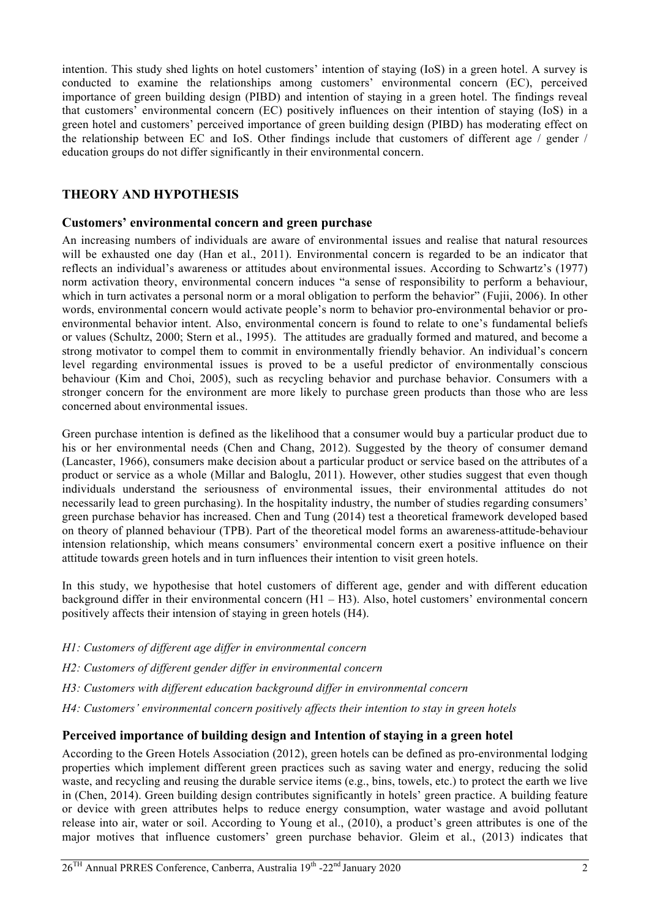intention. This study shed lights on hotel customers' intention of staying (IoS) in a green hotel. A survey is conducted to examine the relationships among customers' environmental concern (EC), perceived importance of green building design (PIBD) and intention of staying in a green hotel. The findings reveal that customers' environmental concern (EC) positively influences on their intention of staying (IoS) in a green hotel and customers' perceived importance of green building design (PIBD) has moderating effect on the relationship between EC and IoS. Other findings include that customers of different age / gender / education groups do not differ significantly in their environmental concern.

## THEORY AND HYPOTHESIS

### Customers' environmental concern and green purchase

An increasing numbers of individuals are aware of environmental issues and realise that natural resources will be exhausted one day (Han et al., 2011). Environmental concern is regarded to be an indicator that reflects an individual's awareness or attitudes about environmental issues. According to Schwartz's (1977) norm activation theory, environmental concern induces "a sense of responsibility to perform a behaviour, which in turn activates a personal norm or a moral obligation to perform the behavior" (Fujii, 2006). In other words, environmental concern would activate people's norm to behavior pro-environmental behavior or pro-environmental behavior intent. Also, environmental concern is found to relate to one's fundamental beliefs or values (Schultz, 2000; Stern et al., 1995). The attitudes are gradually formed and matured, and become a strong motivator to compel them to commit in environmentally friendly behavior. An individual's concern level regarding environmental issues is proved to be a useful predictor of environmentally conscious behaviour (Kim and Choi, 2005), such as recycling behavior and purchase behavior. Consumers with a stronger concern for the environment are more likely to purchase green products than those who are less concerned about environmental issues.

Green purchase intention is defined as the likelihood that a consumer would buy a particular product due to his or her environmental needs (Chen and Chang, 2012). Suggested by the theory of consumer demand (Lancaster, 1966), consumers make decision about a particular product or service based on the attributes of a product or service as a whole (Millar and Baloglu, 2011). However, other studies suggest that even though individuals understand the seriousness of environmental issues, their environmental attitudes do not necessarily lead to green purchasing). In the hospitality industry, the number of studies regarding consumers' green purchase behavior has increased. Chen and Tung (2014) test a theoretical framework developed based on theory of planned behaviour (TPB). Part of the theoretical model forms an awareness-attitude-behaviour intension relationship, which means consumers' environmental concern exert a positive influence on their attitude towards green hotels and in turn influences their intention to visit green hotels.

In this study, we hypothesise that hotel customers of different age, gender and with different education background differ in their environmental concern (H1 – H3). Also, hotel customers' environmental concern positively affects their intension of staying in green hotels (H4).

*H1: Customers of different age differ in environmental concern*

*H2: Customers of different gender differ in environmental concern*

*H3: Customers with different education background differ in environmental concern*

*H4: Customers' environmental concern positively affects their intention to stay in green hotels*

### Perceived importance of building design and Intention of staying in a green hotel

According to the Green Hotels Association (2012), green hotels can be defined as pro-environmental lodging properties which implement different green practices such as saving water and energy, reducing the solid waste, and recycling and reusing the durable service items (e.g., bins, towels, etc.) to protect the earth we live in (Chen, 2014). Green building design contributes significantly in hotels' green practice. A building feature or device with green attributes helps to reduce energy consumption, water wastage and avoid pollutant release into air, water or soil. According to Young et al., (2010), a product's green attributes is one of the major motives that influence customers' green purchase behavior. Gleim et al., (2013) indicates that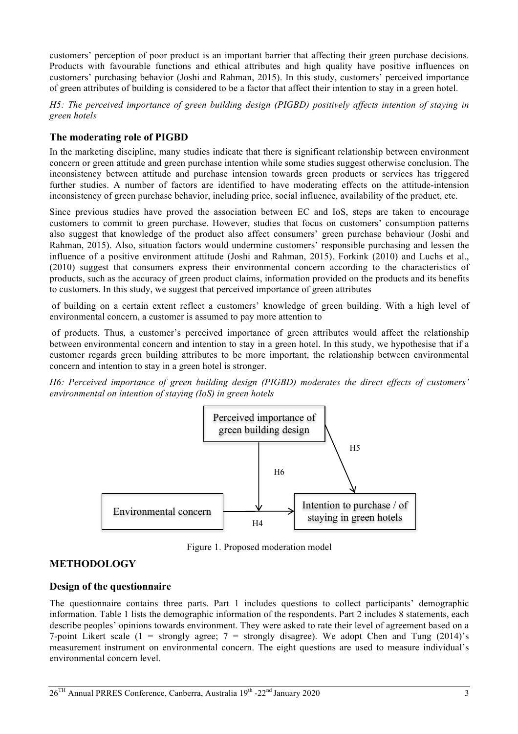customers' perception of poor product is an important barrier that affecting their green purchase decisions. Products with favourable functions and ethical attributes and high quality have positive influences on customers' purchasing behavior (Joshi and Rahman, 2015). In this study, customers' perceived importance of green attributes of building is considered to be a factor that affect their intention to stay in a green hotel.

*H5: The perceived importance of green building design (PIGBD) positively affects intention of staying in green hotels*

### The moderating role of PIGBD

In the marketing discipline, many studies indicate that there is significant relationship between environment concern or green attitude and green purchase intention while some studies suggest otherwise conclusion. The inconsistency between attitude and purchase intension towards green products or services has triggered further studies. A number of factors are identified to have moderating effects on the attitude-intension inconsistency of green purchase behavior, including price, social influence, availability of the product, etc.

Since previous studies have proved the association between EC and IoS, steps are taken to encourage customers to commit to green purchase. However, studies that focus on customers' consumption patterns also suggest that knowledge of the product also affect consumers' green purchase behaviour (Joshi and Rahman, 2015). Also, situation factors would undermine customers' responsible purchasing and lessen the influence of a positive environment attitude (Joshi and Rahman, 2015). Forkink (2010) and Luchs et al., (2010) suggest that consumers express their environmental concern according to the characteristics of products, such as the accuracy of green product claims, information provided on the products and its benefits to customers. In this study, we suggest that perceived importance of green attributes

of building on a certain extent reflect a customers' knowledge of green building. With a high level of environmental concern, a customer is assumed to pay more attention to

of products. Thus, a customer's perceived importance of green attributes would affect the relationship between environmental concern and intention to stay in a green hotel. In this study, we hypothesise that if a customer regards green building attributes to be more important, the relationship between environmental concern and intention to stay in a green hotel is stronger.

*H6: Perceived importance of green building design (PIGBD) moderates the direct effects of customers' environmental on intention of staying (IoS) in green hotels*

Perceived importance of green building design

H5

H6

Environmental concern

H4

Intention to purchase / of staying in green hotels

Figure 1. Proposed moderation model

## METHODOLOGY

### Design of the questionnaire

The questionnaire contains three parts. Part 1 includes questions to collect participants' demographic information. Table 1 lists the demographic information of the respondents. Part 2 includes 8 statements, each describe peoples' opinions towards environment. They were asked to rate their level of agreement based on a 7-point Likert scale (1 = strongly agree; 7 = strongly disagree). We adopt Chen and Tung (2014)'s measurement instrument on environmental concern. The eight questions are used to measure individual's environmental concern level.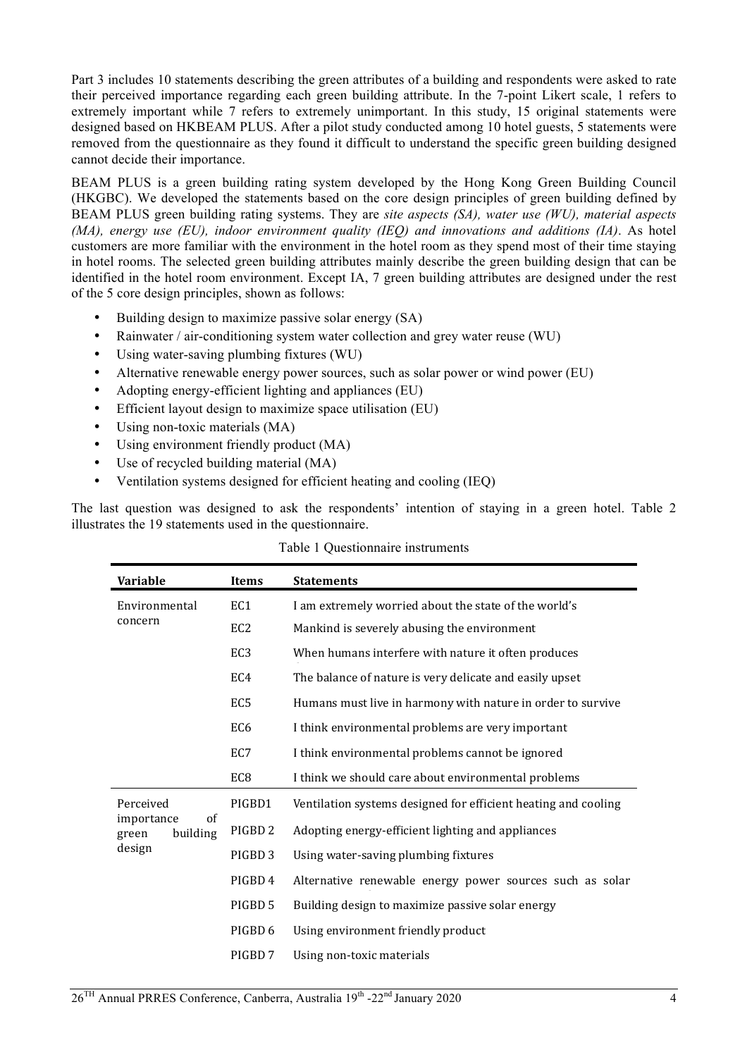Part 3 includes 10 statements describing the green attributes of a building and respondents were asked to rate their perceived importance regarding each green building attribute. In the 7-point Likert scale, 1 refers to extremely important while 7 refers to extremely unimportant. In this study, 15 original statements were designed based on HKBEAM PLUS. After a pilot study conducted among 10 hotel guests, 5 statements were removed from the questionnaire as they found it difficult to understand the specific green building designed cannot decide their importance.

BEAM PLUS is a green building rating system developed by the Hong Kong Green Building Council (HKGBC). We developed the statements based on the core design principles of green building defined by BEAM PLUS green building rating systems. They are *site aspects (SA), water use (WU), material aspects (MA), energy use (EU), indoor environment quality (IEQ) and innovations and additions (IA)*. As hotel customers are more familiar with the environment in the hotel room as they spend most of their time staying in hotel rooms. The selected green building attributes mainly describe the green building design that can be identified in the hotel room environment. Except IA, 7 green building attributes are designed under the rest of the 5 core design principles, shown as follows:

- Building design to maximize passive solar energy (SA)
- Rainwater / air-conditioning system water collection and grey water reuse (WU)
- Using water-saving plumbing fixtures (WU)
- Alternative renewable energy power sources, such as solar power or wind power (EU)
- Adopting energy-efficient lighting and appliances (EU)
- Efficient layout design to maximize space utilisation (EU)
- Using non-toxic materials (MA)
- Using environment friendly product (MA)
- Use of recycled building material (MA)
- Ventilation systems designed for efficient heating and cooling (IEQ)

The last question was designed to ask the respondents' intention of staying in a green hotel. Table 2 illustrates the 19 statements used in the questionnaire.

Table 1 Questionnaire instruments

| Variable | Items | Statements |
|---|---|---|
| Environmental concern | EC1 | I am extremely worried about the state of the world's |
| | EC2 | Mankind is severely abusing the environment |
| | EC3 | When humans interfere with nature it often produces |
| | EC4 | The balance of nature is very delicate and easily upset |
| | EC5 | Humans must live in harmony with nature in order to survive |
| | EC6 | I think environmental problems are very important |
| | EC7 | I think environmental problems cannot be ignored |
| | EC8 | I think we should care about environmental problems |
| Perceived importance of green building design | PIGBD1 | Ventilation systems designed for efficient heating and cooling |
| | PIGBD 2 | Adopting energy-efficient lighting and appliances |
| | PIGBD 3 | Using water-saving plumbing fixtures |
| | PIGBD 4 | Alternative renewable energy power sources such as solar |
| | PIGBD 5 | Building design to maximize passive solar energy |
| | PIGBD 6 | Using environment friendly product |
| | PIGBD 7 | Using non-toxic materials |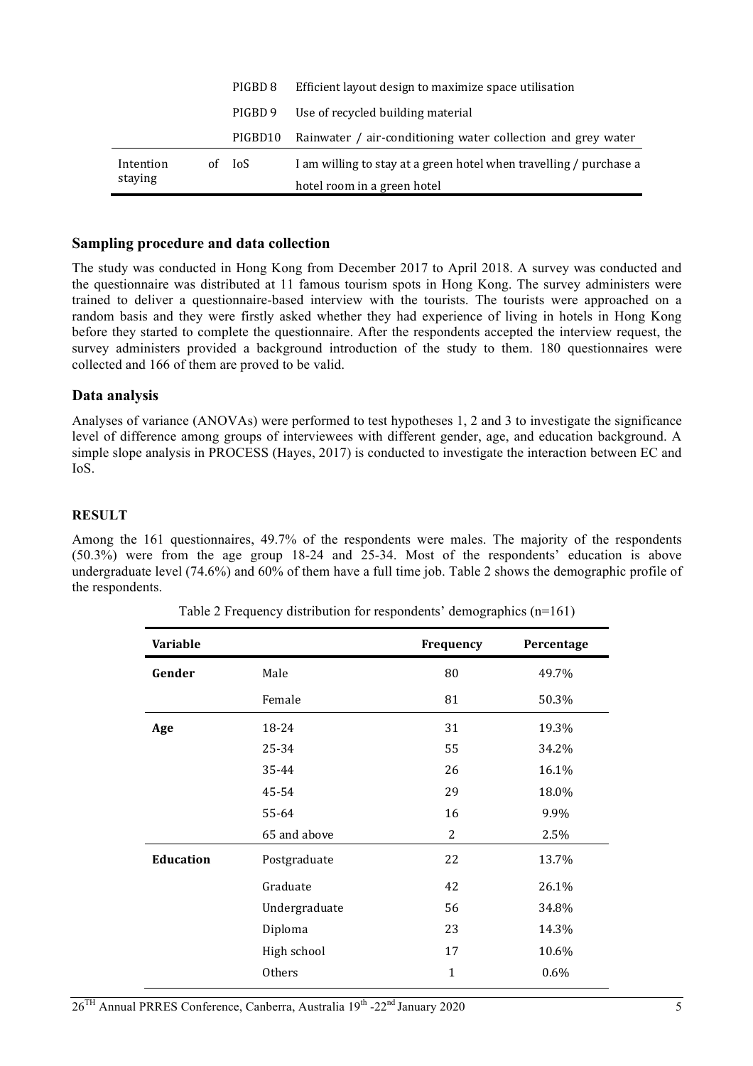| | | |
|---|---|---|
| | PIGBD 8 | Efficient layout design to maximize space utilisation |
| | PIGBD 9 | Use of recycled building material |
| | PIGBD10 | Rainwater / air-conditioning water collection and grey water |
| Intention of staying | IoS | I am willing to stay at a green hotel when travelling / purchase a hotel room in a green hotel |

## Sampling procedure and data collection

The study was conducted in Hong Kong from December 2017 to April 2018. A survey was conducted and the questionnaire was distributed at 11 famous tourism spots in Hong Kong. The survey administers were trained to deliver a questionnaire-based interview with the tourists. The tourists were approached on a random basis and they were firstly asked whether they had experience of living in hotels in Hong Kong before they started to complete the questionnaire. After the respondents accepted the interview request, the survey administers provided a background introduction of the study to them. 180 questionnaires were collected and 166 of them are proved to be valid.

## Data analysis

Analyses of variance (ANOVAs) were performed to test hypotheses 1, 2 and 3 to investigate the significance level of difference among groups of interviewees with different gender, age, and education background. A simple slope analysis in PROCESS (Hayes, 2017) is conducted to investigate the interaction between EC and IoS.

## RESULT

Among the 161 questionnaires, 49.7% of the respondents were males. The majority of the respondents (50.3%) were from the age group 18-24 and 25-34. Most of the respondents' education is above undergraduate level (74.6%) and 60% of them have a full time job. Table 2 shows the demographic profile of the respondents.

Table 2 Frequency distribution for respondents' demographics (n=161)

| Variable | | Frequency | Percentage |
|---|---|---|---|
| **Gender** | Male | 80 | 49.7% |
| | Female | 81 | 50.3% |
| **Age** | 18-24 | 31 | 19.3% |
| | 25-34 | 55 | 34.2% |
| | 35-44 | 26 | 16.1% |
| | 45-54 | 29 | 18.0% |
| | 55-64 | 16 | 9.9% |
| | 65 and above | 2 | 2.5% |
| **Education** | Postgraduate | 22 | 13.7% |
| | Graduate | 42 | 26.1% |
| | Undergraduate | 56 | 34.8% |
| | Diploma | 23 | 14.3% |
| | High school | 17 | 10.6% |
| | Others | 1 | 0.6% |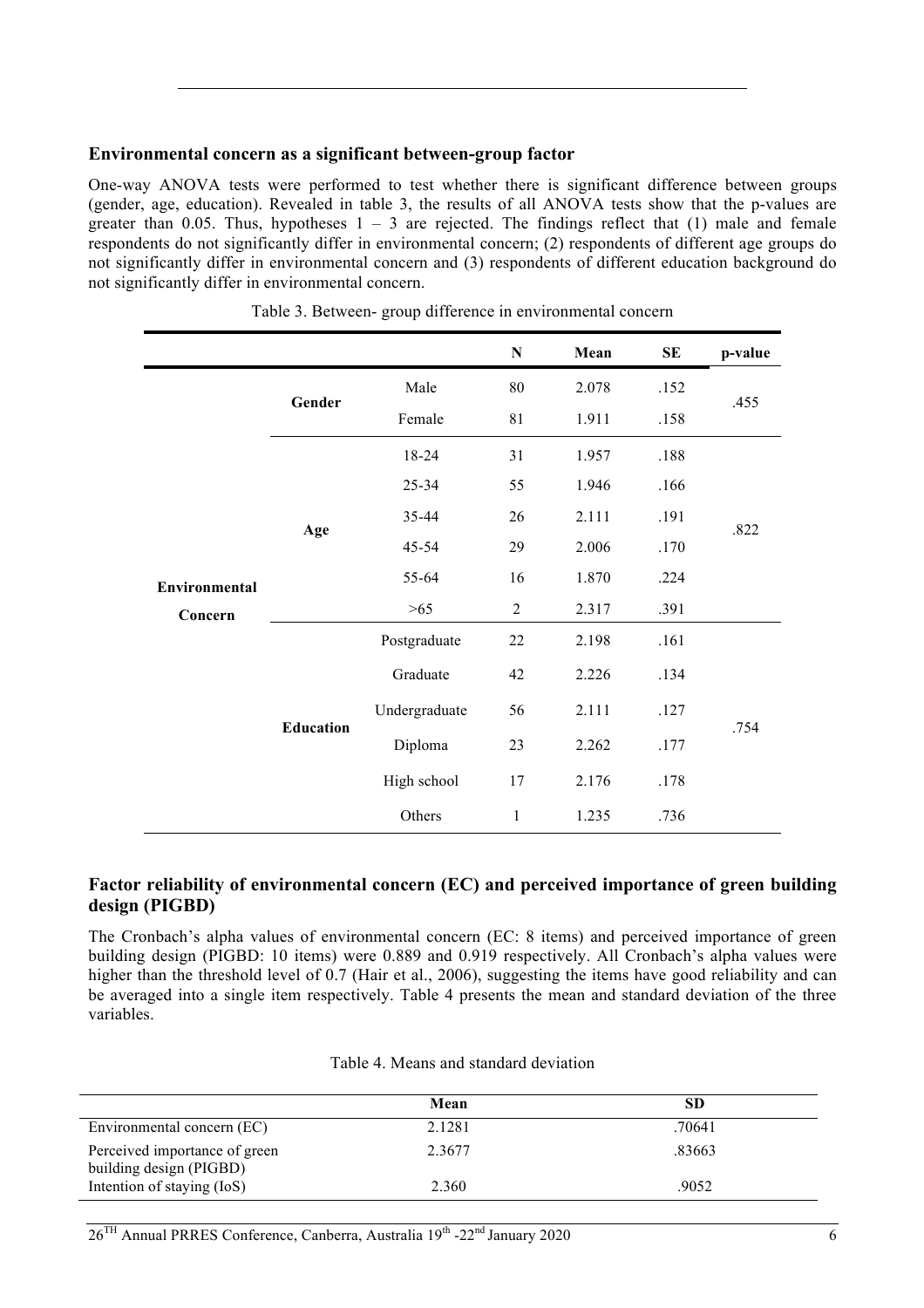### Environmental concern as a significant between-group factor

One-way ANOVA tests were performed to test whether there is significant difference between groups (gender, age, education). Revealed in table 3, the results of all ANOVA tests show that the p-values are greater than 0.05. Thus, hypotheses 1 – 3 are rejected. The findings reflect that (1) male and female respondents do not significantly differ in environmental concern; (2) respondents of different age groups do not significantly differ in environmental concern and (3) respondents of different education background do not significantly differ in environmental concern.

Table 3. Between- group difference in environmental concern

| | | | N | Mean | SE | p-value |
|---|---|---|---|---|---|---|
| Environmental Concern | Gender | Male | 80 | 2.078 | .152 | .455 |
| | | Female | 81 | 1.911 | .158 | |
| | Age | 18-24 | 31 | 1.957 | .188 | .822 |
| | | 25-34 | 55 | 1.946 | .166 | |
| | | 35-44 | 26 | 2.111 | .191 | |
| | | 45-54 | 29 | 2.006 | .170 | |
| | | 55-64 | 16 | 1.870 | .224 | |
| | | >65 | 2 | 2.317 | .391 | |
| | Education | Postgraduate | 22 | 2.198 | .161 | .754 |
| | | Graduate | 42 | 2.226 | .134 | |
| | | Undergraduate | 56 | 2.111 | .127 | |
| | | Diploma | 23 | 2.262 | .177 | |
| | | High school | 17 | 2.176 | .178 | |
| | | Others | 1 | 1.235 | .736 | |

### Factor reliability of environmental concern (EC) and perceived importance of green building design (PIGBD)

The Cronbach's alpha values of environmental concern (EC: 8 items) and perceived importance of green building design (PIGBD: 10 items) were 0.889 and 0.919 respectively. All Cronbach's alpha values were higher than the threshold level of 0.7 (Hair et al., 2006), suggesting the items have good reliability and can be averaged into a single item respectively. Table 4 presents the mean and standard deviation of the three variables.

Table 4. Means and standard deviation

| | Mean | SD |
|---|---|---|
| Environmental concern (EC) | 2.1281 | .70641 |
| Perceived importance of green building design (PIGBD) | 2.3677 | .83663 |
| Intention of staying (IoS) | 2.360 | .9052 |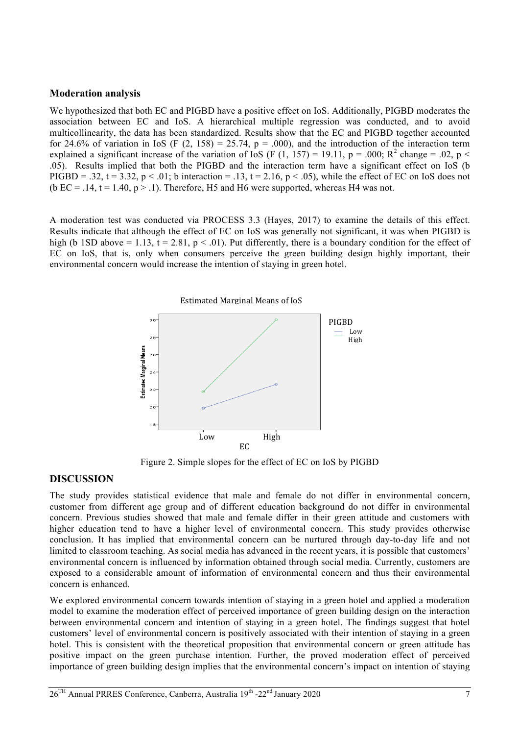## Moderation analysis

We hypothesized that both EC and PIGBD have a positive effect on IoS. Additionally, PIGBD moderates the association between EC and IoS. A hierarchical multiple regression was conducted, and to avoid multicollinearity, the data has been standardized. Results show that the EC and PIGBD together accounted for 24.6% of variation in IoS ($F(2, 158) = 25.74$, $p = .000$), and the introduction of the interaction term explained a significant increase of the variation of IoS ($F(1, 157) = 19.11$, $p = .000$; $R^2$ change $= .02$, $p < .05$). Results implied that both the PIGBD and the interaction term have a significant effect on IoS ($b$ PIGBD $= .32$, $t = 3.32$, $p < .01$; $b$ interaction $= .13$, $t = 2.16$, $p < .05$), while the effect of EC on IoS does not ($b$ EC $= .14$, $t = 1.40$, $p > .1$). Therefore, H5 and H6 were supported, whereas H4 was not.

A moderation test was conducted via PROCESS 3.3 (Hayes, 2017) to examine the details of this effect. Results indicate that although the effect of EC on IoS was generally not significant, it was when PIGBD is high ($b$ 1SD above $= 1.13$, $t = 2.81$, $p < .01$). Put differently, there is a boundary condition for the effect of EC on IoS, that is, only when consumers perceive the green building design highly important, their environmental concern would increase the intention of staying in green hotel.

Figure 2. Simple slopes for the effect of EC on IoS by PIGBD

## DISCUSSION

The study provides statistical evidence that male and female do not differ in environmental concern, customer from different age group and of different education background do not differ in environmental concern. Previous studies showed that male and female differ in their green attitude and customers with higher education tend to have a higher level of environmental concern. This study provides otherwise conclusion. It has implied that environmental concern can be nurtured through day-to-day life and not limited to classroom teaching. As social media has advanced in the recent years, it is possible that customers' environmental concern is influenced by information obtained through social media. Currently, customers are exposed to a considerable amount of information of environmental concern and thus their environmental concern is enhanced.

We explored environmental concern towards intention of staying in a green hotel and applied a moderation model to examine the moderation effect of perceived importance of green building design on the interaction between environmental concern and intention of staying in a green hotel. The findings suggest that hotel customers' level of environmental concern is positively associated with their intention of staying in a green hotel. This is consistent with the theoretical proposition that environmental concern or green attitude has positive impact on the green purchase intention. Further, the proved moderation effect of perceived importance of green building design implies that the environmental concern's impact on intention of staying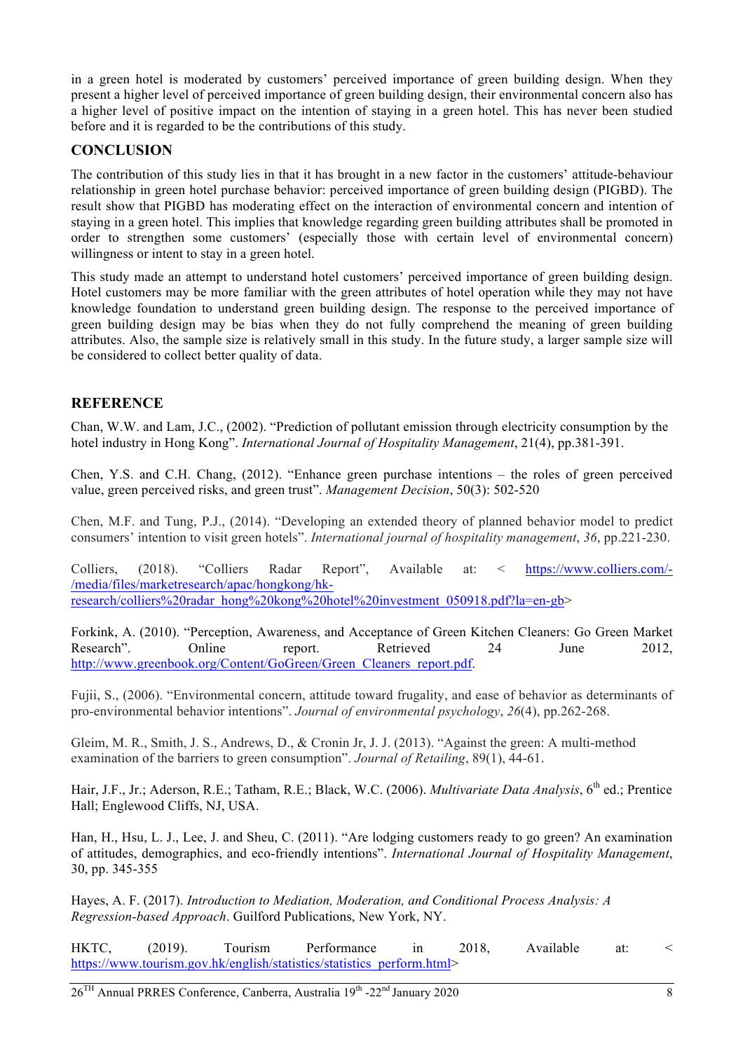in a green hotel is moderated by customers' perceived importance of green building design. When they present a higher level of perceived importance of green building design, their environmental concern also has a higher level of positive impact on the intention of staying in a green hotel. This has never been studied before and it is regarded to be the contributions of this study.

## CONCLUSION

The contribution of this study lies in that it has brought in a new factor in the customers' attitude-behaviour relationship in green hotel purchase behavior: perceived importance of green building design (PIGBD). The result show that PIGBD has moderating effect on the interaction of environmental concern and intention of staying in a green hotel. This implies that knowledge regarding green building attributes shall be promoted in order to strengthen some customers' (especially those with certain level of environmental concern) willingness or intent to stay in a green hotel.

This study made an attempt to understand hotel customers' perceived importance of green building design. Hotel customers may be more familiar with the green attributes of hotel operation while they may not have knowledge foundation to understand green building design. The response to the perceived importance of green building design may be bias when they do not fully comprehend the meaning of green building attributes. Also, the sample size is relatively small in this study. In the future study, a larger sample size will be considered to collect better quality of data.

## REFERENCE

Chan, W.W. and Lam, J.C., (2002). "Prediction of pollutant emission through electricity consumption by the hotel industry in Hong Kong". *International Journal of Hospitality Management*, 21(4), pp.381-391.

Chen, Y.S. and C.H. Chang, (2012). "Enhance green purchase intentions – the roles of green perceived value, green perceived risks, and green trust". *Management Decision*, 50(3): 502-520

Chen, M.F. and Tung, P.J., (2014). "Developing an extended theory of planned behavior model to predict consumers' intention to visit green hotels". *International journal of hospitality management*, *36*, pp.221-230.

Colliers, (2018). "Colliers Radar Report", Available at: < https://www.colliers.com/-/media/files/marketresearch/apac/hongkong/hk-research/colliers%20radar_hong%20kong%20hotel%20investment_050918.pdf?la=en-gb>

Forkink, A. (2010). "Perception, Awareness, and Acceptance of Green Kitchen Cleaners: Go Green Market Research". Online report. Retrieved 24 June 2012, http://www.greenbook.org/Content/GoGreen/Green_Cleaners_report.pdf.

Fujii, S., (2006). "Environmental concern, attitude toward frugality, and ease of behavior as determinants of pro-environmental behavior intentions". *Journal of environmental psychology*, *26*(4), pp.262-268.

Gleim, M. R., Smith, J. S., Andrews, D., & Cronin Jr, J. J. (2013). "Against the green: A multi-method examination of the barriers to green consumption". *Journal of Retailing*, 89(1), 44-61.

Hair, J.F., Jr.; Aderson, R.E.; Tatham, R.E.; Black, W.C. (2006). *Multivariate Data Analysis*, 6th ed.; Prentice Hall; Englewood Cliffs, NJ, USA.

Han, H., Hsu, L. J., Lee, J. and Sheu, C. (2011). "Are lodging customers ready to go green? An examination of attitudes, demographics, and eco-friendly intentions". *International Journal of Hospitality Management*, 30, pp. 345-355

Hayes, A. F. (2017). *Introduction to Mediation, Moderation, and Conditional Process Analysis: A Regression-based Approach*. Guilford Publications, New York, NY.

HKTC, (2019). Tourism Performance in 2018, Available at: < https://www.tourism.gov.hk/english/statistics/statistics_perform.html>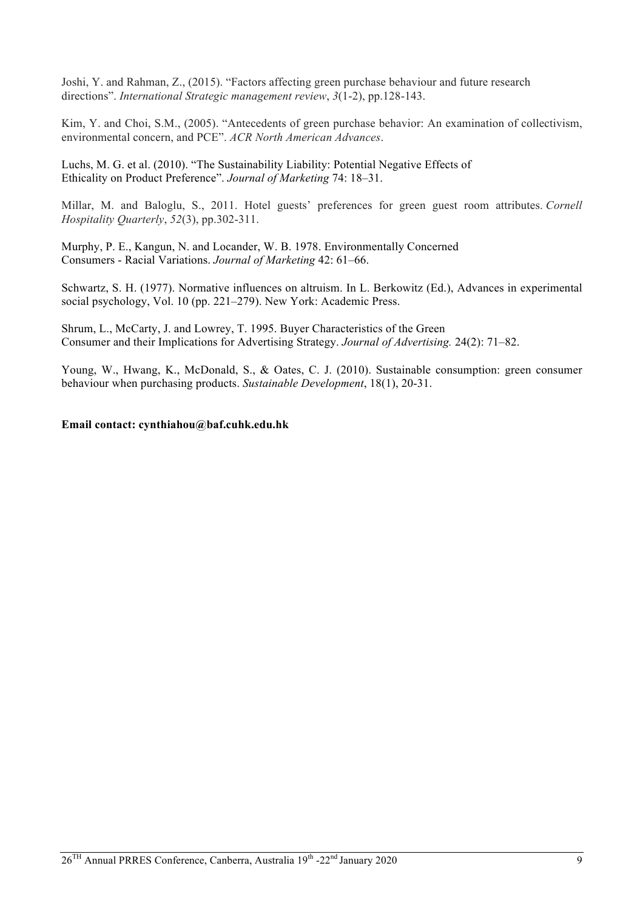Joshi, Y. and Rahman, Z., (2015). "Factors affecting green purchase behaviour and future research directions". *International Strategic management review*, *3*(1-2), pp.128-143.

Kim, Y. and Choi, S.M., (2005). "Antecedents of green purchase behavior: An examination of collectivism, environmental concern, and PCE". *ACR North American Advances*.

Luchs, M. G. et al. (2010). "The Sustainability Liability: Potential Negative Effects of Ethicality on Product Preference". *Journal of Marketing* 74: 18–31.

Millar, M. and Baloglu, S., 2011. Hotel guests' preferences for green guest room attributes. *Cornell Hospitality Quarterly*, *52*(3), pp.302-311.

Murphy, P. E., Kangun, N. and Locander, W. B. 1978. Environmentally Concerned Consumers - Racial Variations. *Journal of Marketing* 42: 61–66.

Schwartz, S. H. (1977). Normative influences on altruism. In L. Berkowitz (Ed.), Advances in experimental social psychology, Vol. 10 (pp. 221–279). New York: Academic Press.

Shrum, L., McCarty, J. and Lowrey, T. 1995. Buyer Characteristics of the Green Consumer and their Implications for Advertising Strategy. *Journal of Advertising.* 24(2): 71–82.

Young, W., Hwang, K., McDonald, S., & Oates, C. J. (2010). Sustainable consumption: green consumer behaviour when purchasing products. *Sustainable Development*, 18(1), 20-31.

**Email contact: cynthiahou@baf.cuhk.edu.hk**